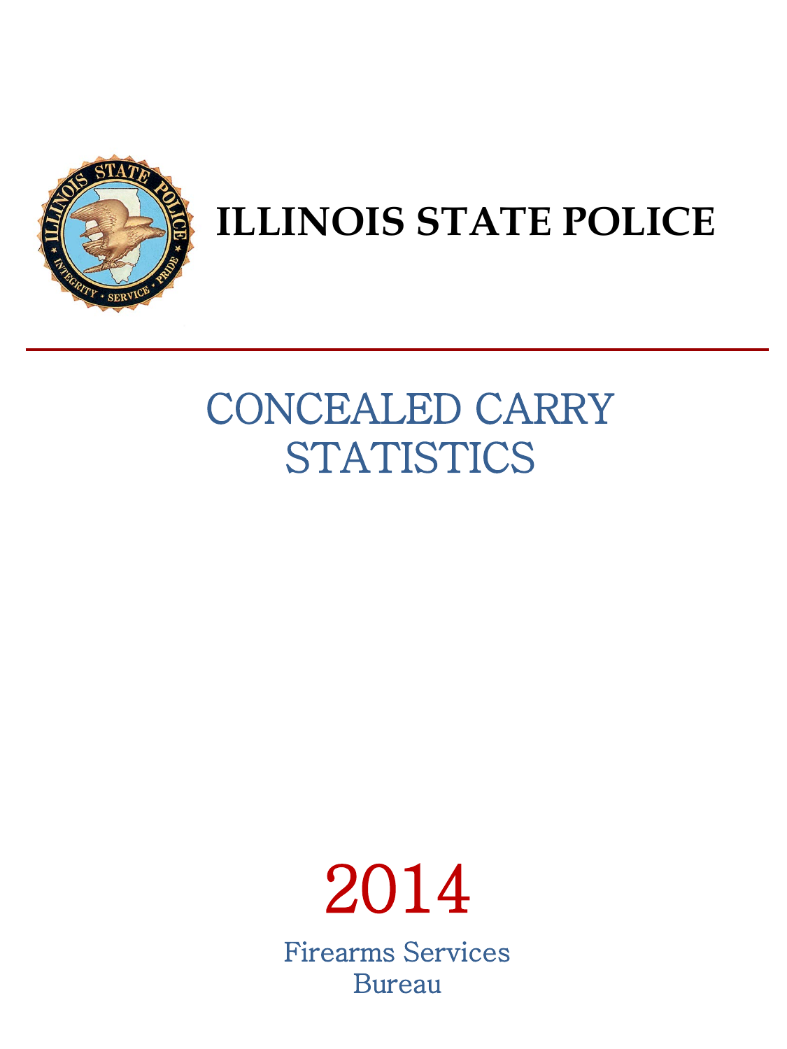# ILLINOIS STATE POLICE

## CONCEALED CARRY STATISTICS

2014

Firearms Services Bureau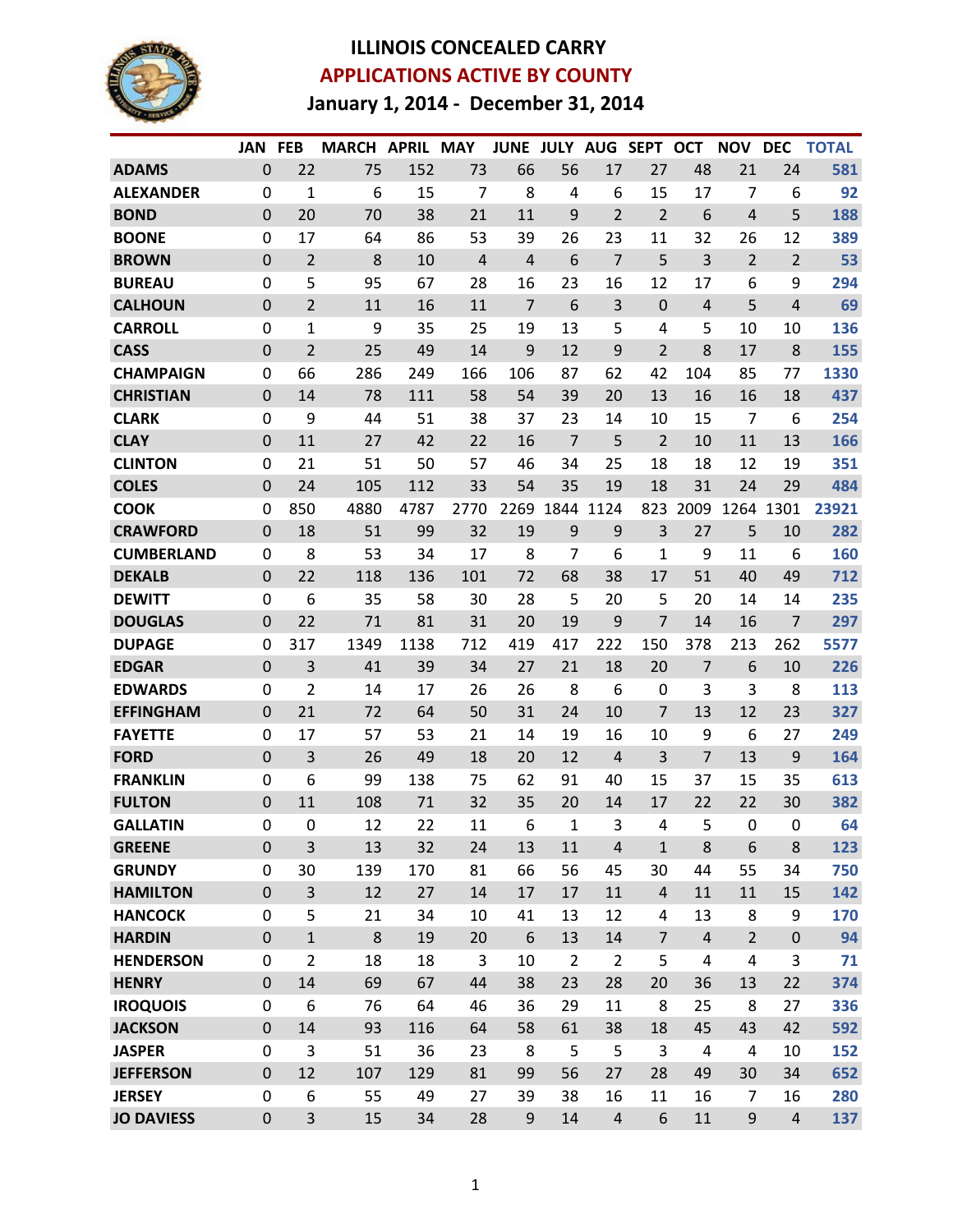# ILLINOIS CONCEALED CARRY

## APPLICATIONS ACTIVE BY COUNTY

### January 1, 2014 - December 31, 2014

| | JAN | FEB | MARCH | APRIL | MAY | JUNE | JULY | AUG | SEPT | OCT | NOV | DEC | TOTAL |
|---|---|---|---|---|---|---|---|---|---|---|---|---|---|
| **ADAMS** | 0 | 22 | 75 | 152 | 73 | 66 | 56 | 17 | 27 | 48 | 21 | 24 | **581** |
| **ALEXANDER** | 0 | 1 | 6 | 15 | 7 | 8 | 4 | 6 | 15 | 17 | 7 | 6 | **92** |
| **BOND** | 0 | 20 | 70 | 38 | 21 | 11 | 9 | 2 | 2 | 6 | 4 | 5 | **188** |
| **BOONE** | 0 | 17 | 64 | 86 | 53 | 39 | 26 | 23 | 11 | 32 | 26 | 12 | **389** |
| **BROWN** | 0 | 2 | 8 | 10 | 4 | 4 | 6 | 7 | 5 | 3 | 2 | 2 | **53** |
| **BUREAU** | 0 | 5 | 95 | 67 | 28 | 16 | 23 | 16 | 12 | 17 | 6 | 9 | **294** |
| **CALHOUN** | 0 | 2 | 11 | 16 | 11 | 7 | 6 | 3 | 0 | 4 | 5 | 4 | **69** |
| **CARROLL** | 0 | 1 | 9 | 35 | 25 | 19 | 13 | 5 | 4 | 5 | 10 | 10 | **136** |
| **CASS** | 0 | 2 | 25 | 49 | 14 | 9 | 12 | 9 | 2 | 8 | 17 | 8 | **155** |
| **CHAMPAIGN** | 0 | 66 | 286 | 249 | 166 | 106 | 87 | 62 | 42 | 104 | 85 | 77 | **1330** |
| **CHRISTIAN** | 0 | 14 | 78 | 111 | 58 | 54 | 39 | 20 | 13 | 16 | 16 | 18 | **437** |
| **CLARK** | 0 | 9 | 44 | 51 | 38 | 37 | 23 | 14 | 10 | 15 | 7 | 6 | **254** |
| **CLAY** | 0 | 11 | 27 | 42 | 22 | 16 | 7 | 5 | 2 | 10 | 11 | 13 | **166** |
| **CLINTON** | 0 | 21 | 51 | 50 | 57 | 46 | 34 | 25 | 18 | 18 | 12 | 19 | **351** |
| **COLES** | 0 | 24 | 105 | 112 | 33 | 54 | 35 | 19 | 18 | 31 | 24 | 29 | **484** |
| **COOK** | 0 | 850 | 4880 | 4787 | 2770 | 2269 | 1844 | 1124 | 823 | 2009 | 1264 | 1301 | **23921** |
| **CRAWFORD** | 0 | 18 | 51 | 99 | 32 | 19 | 9 | 9 | 3 | 27 | 5 | 10 | **282** |
| **CUMBERLAND** | 0 | 8 | 53 | 34 | 17 | 8 | 7 | 6 | 1 | 9 | 11 | 6 | **160** |
| **DEKALB** | 0 | 22 | 118 | 136 | 101 | 72 | 68 | 38 | 17 | 51 | 40 | 49 | **712** |
| **DEWITT** | 0 | 6 | 35 | 58 | 30 | 28 | 5 | 20 | 5 | 20 | 14 | 14 | **235** |
| **DOUGLAS** | 0 | 22 | 71 | 81 | 31 | 20 | 19 | 9 | 7 | 14 | 16 | 7 | **297** |
| **DUPAGE** | 0 | 317 | 1349 | 1138 | 712 | 419 | 417 | 222 | 150 | 378 | 213 | 262 | **5577** |
| **EDGAR** | 0 | 3 | 41 | 39 | 34 | 27 | 21 | 18 | 20 | 7 | 6 | 10 | **226** |
| **EDWARDS** | 0 | 2 | 14 | 17 | 26 | 26 | 8 | 6 | 0 | 3 | 3 | 8 | **113** |
| **EFFINGHAM** | 0 | 21 | 72 | 64 | 50 | 31 | 24 | 10 | 7 | 13 | 12 | 23 | **327** |
| **FAYETTE** | 0 | 17 | 57 | 53 | 21 | 14 | 19 | 16 | 10 | 9 | 6 | 27 | **249** |
| **FORD** | 0 | 3 | 26 | 49 | 18 | 20 | 12 | 4 | 3 | 7 | 13 | 9 | **164** |
| **FRANKLIN** | 0 | 6 | 99 | 138 | 75 | 62 | 91 | 40 | 15 | 37 | 15 | 35 | **613** |
| **FULTON** | 0 | 11 | 108 | 71 | 32 | 35 | 20 | 14 | 17 | 22 | 22 | 30 | **382** |
| **GALLATIN** | 0 | 0 | 12 | 22 | 11 | 6 | 1 | 3 | 4 | 5 | 0 | 0 | **64** |
| **GREENE** | 0 | 3 | 13 | 32 | 24 | 13 | 11 | 4 | 1 | 8 | 6 | 8 | **123** |
| **GRUNDY** | 0 | 30 | 139 | 170 | 81 | 66 | 56 | 45 | 30 | 44 | 55 | 34 | **750** |
| **HAMILTON** | 0 | 3 | 12 | 27 | 14 | 17 | 17 | 11 | 4 | 11 | 11 | 15 | **142** |
| **HANCOCK** | 0 | 5 | 21 | 34 | 10 | 41 | 13 | 12 | 4 | 13 | 8 | 9 | **170** |
| **HARDIN** | 0 | 1 | 8 | 19 | 20 | 6 | 13 | 14 | 7 | 4 | 2 | 0 | **94** |
| **HENDERSON** | 0 | 2 | 18 | 18 | 3 | 10 | 2 | 2 | 5 | 4 | 4 | 3 | **71** |
| **HENRY** | 0 | 14 | 69 | 67 | 44 | 38 | 23 | 28 | 20 | 36 | 13 | 22 | **374** |
| **IROQUOIS** | 0 | 6 | 76 | 64 | 46 | 36 | 29 | 11 | 8 | 25 | 8 | 27 | **336** |
| **JACKSON** | 0 | 14 | 93 | 116 | 64 | 58 | 61 | 38 | 18 | 45 | 43 | 42 | **592** |
| **JASPER** | 0 | 3 | 51 | 36 | 23 | 8 | 5 | 5 | 3 | 4 | 4 | 10 | **152** |
| **JEFFERSON** | 0 | 12 | 107 | 129 | 81 | 99 | 56 | 27 | 28 | 49 | 30 | 34 | **652** |
| **JERSEY** | 0 | 6 | 55 | 49 | 27 | 39 | 38 | 16 | 11 | 16 | 7 | 16 | **280** |
| **JO DAVIESS** | 0 | 3 | 15 | 34 | 28 | 9 | 14 | 4 | 6 | 11 | 9 | 4 | **137** |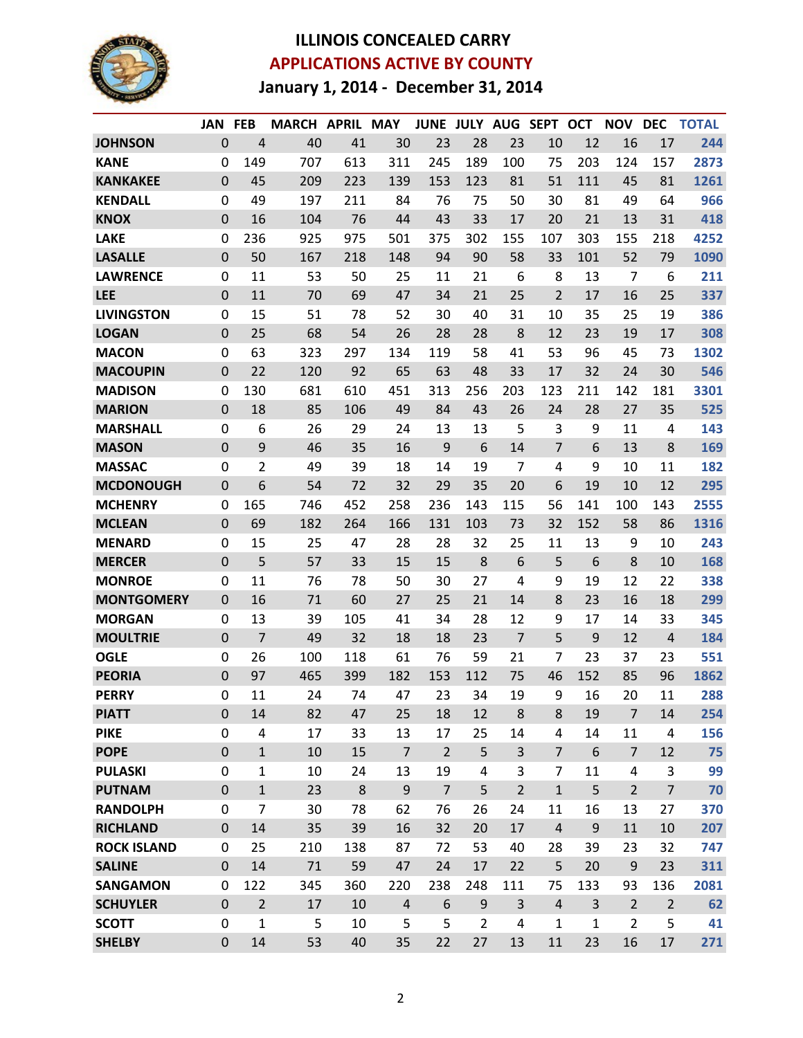# ILLINOIS CONCEALED CARRY

## APPLICATIONS ACTIVE BY COUNTY

### January 1, 2014 - December 31, 2014

| | JAN | FEB | MARCH | APRIL | MAY | JUNE | JULY | AUG | SEPT | OCT | NOV | DEC | TOTAL |
|---|---|---|---|---|---|---|---|---|---|---|---|---|---|
| **JOHNSON** | 0 | 4 | 40 | 41 | 30 | 23 | 28 | 23 | 10 | 12 | 16 | 17 | 244 |
| **KANE** | 0 | 149 | 707 | 613 | 311 | 245 | 189 | 100 | 75 | 203 | 124 | 157 | 2873 |
| **KANKAKEE** | 0 | 45 | 209 | 223 | 139 | 153 | 123 | 81 | 51 | 111 | 45 | 81 | 1261 |
| **KENDALL** | 0 | 49 | 197 | 211 | 84 | 76 | 75 | 50 | 30 | 81 | 49 | 64 | 966 |
| **KNOX** | 0 | 16 | 104 | 76 | 44 | 43 | 33 | 17 | 20 | 21 | 13 | 31 | 418 |
| **LAKE** | 0 | 236 | 925 | 975 | 501 | 375 | 302 | 155 | 107 | 303 | 155 | 218 | 4252 |
| **LASALLE** | 0 | 50 | 167 | 218 | 148 | 94 | 90 | 58 | 33 | 101 | 52 | 79 | 1090 |
| **LAWRENCE** | 0 | 11 | 53 | 50 | 25 | 11 | 21 | 6 | 8 | 13 | 7 | 6 | 211 |
| **LEE** | 0 | 11 | 70 | 69 | 47 | 34 | 21 | 25 | 2 | 17 | 16 | 25 | 337 |
| **LIVINGSTON** | 0 | 15 | 51 | 78 | 52 | 30 | 40 | 31 | 10 | 35 | 25 | 19 | 386 |
| **LOGAN** | 0 | 25 | 68 | 54 | 26 | 28 | 28 | 8 | 12 | 23 | 19 | 17 | 308 |
| **MACON** | 0 | 63 | 323 | 297 | 134 | 119 | 58 | 41 | 53 | 96 | 45 | 73 | 1302 |
| **MACOUPIN** | 0 | 22 | 120 | 92 | 65 | 63 | 48 | 33 | 17 | 32 | 24 | 30 | 546 |
| **MADISON** | 0 | 130 | 681 | 610 | 451 | 313 | 256 | 203 | 123 | 211 | 142 | 181 | 3301 |
| **MARION** | 0 | 18 | 85 | 106 | 49 | 84 | 43 | 26 | 24 | 28 | 27 | 35 | 525 |
| **MARSHALL** | 0 | 6 | 26 | 29 | 24 | 13 | 13 | 5 | 3 | 9 | 11 | 4 | 143 |
| **MASON** | 0 | 9 | 46 | 35 | 16 | 9 | 6 | 14 | 7 | 6 | 13 | 8 | 169 |
| **MASSAC** | 0 | 2 | 49 | 39 | 18 | 14 | 19 | 7 | 4 | 9 | 10 | 11 | 182 |
| **MCDONOUGH** | 0 | 6 | 54 | 72 | 32 | 29 | 35 | 20 | 6 | 19 | 10 | 12 | 295 |
| **MCHENRY** | 0 | 165 | 746 | 452 | 258 | 236 | 143 | 115 | 56 | 141 | 100 | 143 | 2555 |
| **MCLEAN** | 0 | 69 | 182 | 264 | 166 | 131 | 103 | 73 | 32 | 152 | 58 | 86 | 1316 |
| **MENARD** | 0 | 15 | 25 | 47 | 28 | 28 | 32 | 25 | 11 | 13 | 9 | 10 | 243 |
| **MERCER** | 0 | 5 | 57 | 33 | 15 | 15 | 8 | 6 | 5 | 6 | 8 | 10 | 168 |
| **MONROE** | 0 | 11 | 76 | 78 | 50 | 30 | 27 | 4 | 9 | 19 | 12 | 22 | 338 |
| **MONTGOMERY** | 0 | 16 | 71 | 60 | 27 | 25 | 21 | 14 | 8 | 23 | 16 | 18 | 299 |
| **MORGAN** | 0 | 13 | 39 | 105 | 41 | 34 | 28 | 12 | 9 | 17 | 14 | 33 | 345 |
| **MOULTRIE** | 0 | 7 | 49 | 32 | 18 | 18 | 23 | 7 | 5 | 9 | 12 | 4 | 184 |
| **OGLE** | 0 | 26 | 100 | 118 | 61 | 76 | 59 | 21 | 7 | 23 | 37 | 23 | 551 |
| **PEORIA** | 0 | 97 | 465 | 399 | 182 | 153 | 112 | 75 | 46 | 152 | 85 | 96 | 1862 |
| **PERRY** | 0 | 11 | 24 | 74 | 47 | 23 | 34 | 19 | 9 | 16 | 20 | 11 | 288 |
| **PIATT** | 0 | 14 | 82 | 47 | 25 | 18 | 12 | 8 | 8 | 19 | 7 | 14 | 254 |
| **PIKE** | 0 | 4 | 17 | 33 | 13 | 17 | 25 | 14 | 4 | 14 | 11 | 4 | 156 |
| **POPE** | 0 | 1 | 10 | 15 | 7 | 2 | 5 | 3 | 7 | 6 | 7 | 12 | 75 |
| **PULASKI** | 0 | 1 | 10 | 24 | 13 | 19 | 4 | 3 | 7 | 11 | 4 | 3 | 99 |
| **PUTNAM** | 0 | 1 | 23 | 8 | 9 | 7 | 5 | 2 | 1 | 5 | 2 | 7 | 70 |
| **RANDOLPH** | 0 | 7 | 30 | 78 | 62 | 76 | 26 | 24 | 11 | 16 | 13 | 27 | 370 |
| **RICHLAND** | 0 | 14 | 35 | 39 | 16 | 32 | 20 | 17 | 4 | 9 | 11 | 10 | 207 |
| **ROCK ISLAND** | 0 | 25 | 210 | 138 | 87 | 72 | 53 | 40 | 28 | 39 | 23 | 32 | 747 |
| **SALINE** | 0 | 14 | 71 | 59 | 47 | 24 | 17 | 22 | 5 | 20 | 9 | 23 | 311 |
| **SANGAMON** | 0 | 122 | 345 | 360 | 220 | 238 | 248 | 111 | 75 | 133 | 93 | 136 | 2081 |
| **SCHUYLER** | 0 | 2 | 17 | 10 | 4 | 6 | 9 | 3 | 4 | 3 | 2 | 2 | 62 |
| **SCOTT** | 0 | 1 | 5 | 10 | 5 | 5 | 2 | 4 | 1 | 1 | 2 | 5 | 41 |
| **SHELBY** | 0 | 14 | 53 | 40 | 35 | 22 | 27 | 13 | 11 | 23 | 16 | 17 | 271 |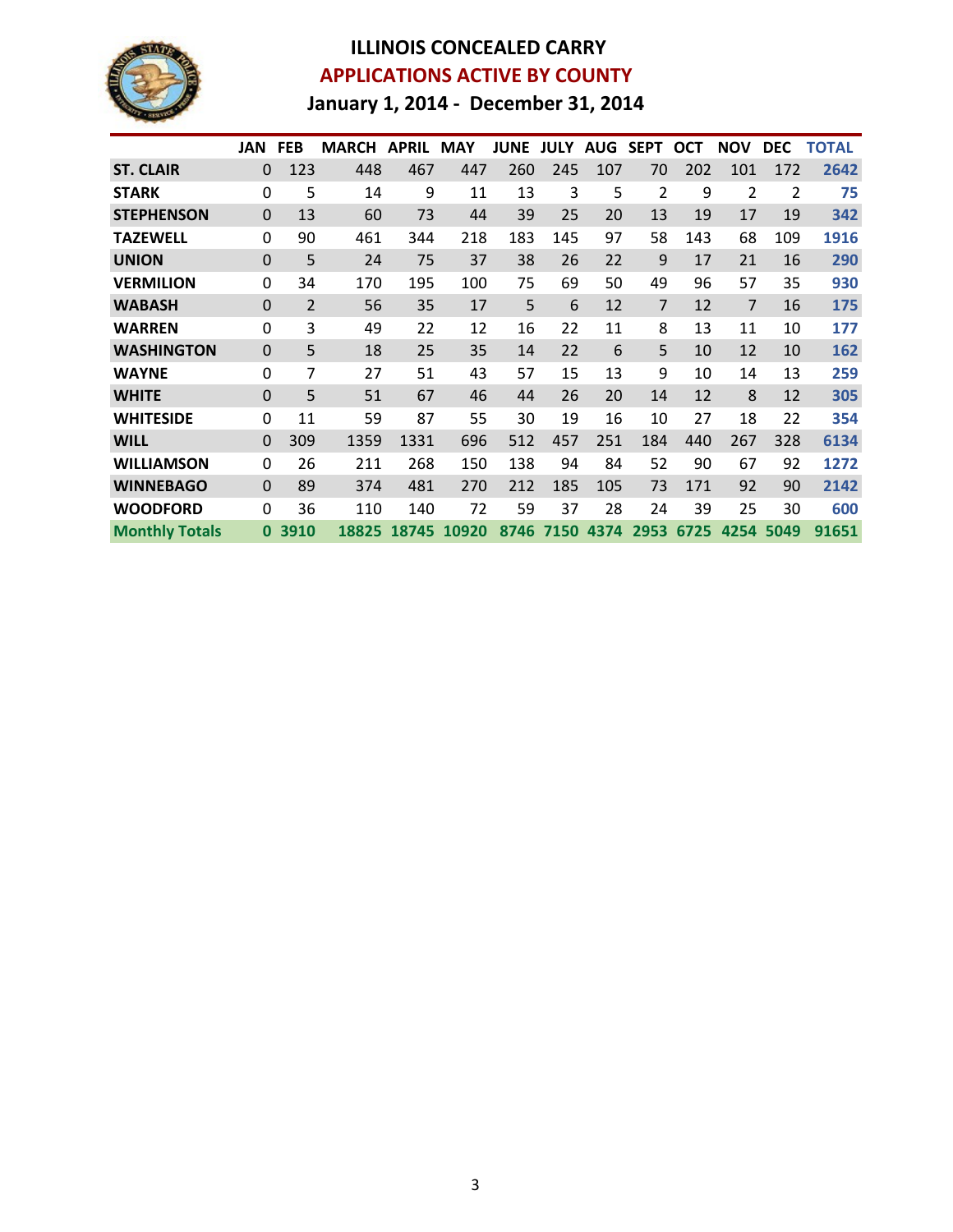# ILLINOIS CONCEALED CARRY

## APPLICATIONS ACTIVE BY COUNTY

### January 1, 2014 - December 31, 2014

| | JAN | FEB | MARCH | APRIL | MAY | JUNE | JULY | AUG | SEPT | OCT | NOV | DEC | TOTAL |
|---|---|---|---|---|---|---|---|---|---|---|---|---|---|
| **ST. CLAIR** | 0 | 123 | 448 | 467 | 447 | 260 | 245 | 107 | 70 | 202 | 101 | 172 | **2642** |
| **STARK** | 0 | 5 | 14 | 9 | 11 | 13 | 3 | 5 | 2 | 9 | 2 | 2 | **75** |
| **STEPHENSON** | 0 | 13 | 60 | 73 | 44 | 39 | 25 | 20 | 13 | 19 | 17 | 19 | **342** |
| **TAZEWELL** | 0 | 90 | 461 | 344 | 218 | 183 | 145 | 97 | 58 | 143 | 68 | 109 | **1916** |
| **UNION** | 0 | 5 | 24 | 75 | 37 | 38 | 26 | 22 | 9 | 17 | 21 | 16 | **290** |
| **VERMILION** | 0 | 34 | 170 | 195 | 100 | 75 | 69 | 50 | 49 | 96 | 57 | 35 | **930** |
| **WABASH** | 0 | 2 | 56 | 35 | 17 | 5 | 6 | 12 | 7 | 12 | 7 | 16 | **175** |
| **WARREN** | 0 | 3 | 49 | 22 | 12 | 16 | 22 | 11 | 8 | 13 | 11 | 10 | **177** |
| **WASHINGTON** | 0 | 5 | 18 | 25 | 35 | 14 | 22 | 6 | 5 | 10 | 12 | 10 | **162** |
| **WAYNE** | 0 | 7 | 27 | 51 | 43 | 57 | 15 | 13 | 9 | 10 | 14 | 13 | **259** |
| **WHITE** | 0 | 5 | 51 | 67 | 46 | 44 | 26 | 20 | 14 | 12 | 8 | 12 | **305** |
| **WHITESIDE** | 0 | 11 | 59 | 87 | 55 | 30 | 19 | 16 | 10 | 27 | 18 | 22 | **354** |
| **WILL** | 0 | 309 | 1359 | 1331 | 696 | 512 | 457 | 251 | 184 | 440 | 267 | 328 | **6134** |
| **WILLIAMSON** | 0 | 26 | 211 | 268 | 150 | 138 | 94 | 84 | 52 | 90 | 67 | 92 | **1272** |
| **WINNEBAGO** | 0 | 89 | 374 | 481 | 270 | 212 | 185 | 105 | 73 | 171 | 92 | 90 | **2142** |
| **WOODFORD** | 0 | 36 | 110 | 140 | 72 | 59 | 37 | 28 | 24 | 39 | 25 | 30 | **600** |
| **Monthly Totals** | **0** | **3910** | **18825** | **18745** | **10920** | **8746** | **7150** | **4374** | **2953** | **6725** | **4254** | **5049** | **91651** |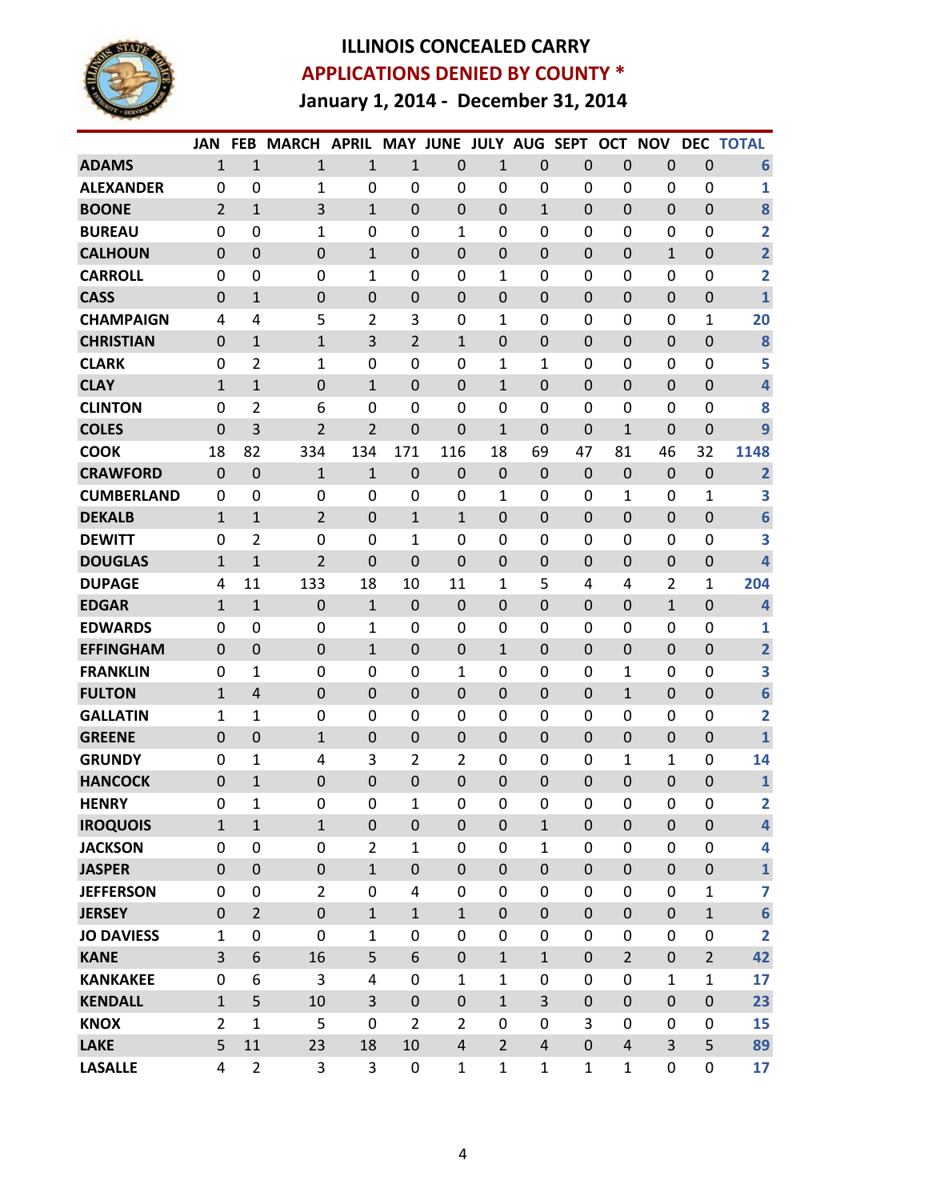# ILLINOIS CONCEALED CARRY

## APPLICATIONS DENIED BY COUNTY *

### January 1, 2014 - December 31, 2014

| | JAN | FEB | MARCH | APRIL | MAY | JUNE | JULY | AUG | SEPT | OCT | NOV | DEC | TOTAL |
|---|---|---|---|---|---|---|---|---|---|---|---|---|---|
| ADAMS | 1 | 1 | 1 | 1 | 1 | 0 | 1 | 0 | 0 | 0 | 0 | 0 | 6 |
| ALEXANDER | 0 | 0 | 1 | 0 | 0 | 0 | 0 | 0 | 0 | 0 | 0 | 0 | 1 |
| BOONE | 2 | 1 | 3 | 1 | 0 | 0 | 0 | 1 | 0 | 0 | 0 | 0 | 8 |
| BUREAU | 0 | 0 | 1 | 0 | 0 | 1 | 0 | 0 | 0 | 0 | 0 | 0 | 2 |
| CALHOUN | 0 | 0 | 0 | 1 | 0 | 0 | 0 | 0 | 0 | 0 | 1 | 0 | 2 |
| CARROLL | 0 | 0 | 0 | 1 | 0 | 0 | 1 | 0 | 0 | 0 | 0 | 0 | 2 |
| CASS | 0 | 1 | 0 | 0 | 0 | 0 | 0 | 0 | 0 | 0 | 0 | 0 | 1 |
| CHAMPAIGN | 4 | 4 | 5 | 2 | 3 | 0 | 1 | 0 | 0 | 0 | 0 | 1 | 20 |
| CHRISTIAN | 0 | 1 | 1 | 3 | 2 | 1 | 0 | 0 | 0 | 0 | 0 | 0 | 8 |
| CLARK | 0 | 2 | 1 | 0 | 0 | 0 | 1 | 1 | 0 | 0 | 0 | 0 | 5 |
| CLAY | 1 | 1 | 0 | 1 | 0 | 0 | 1 | 0 | 0 | 0 | 0 | 0 | 4 |
| CLINTON | 0 | 2 | 6 | 0 | 0 | 0 | 0 | 0 | 0 | 0 | 0 | 0 | 8 |
| COLES | 0 | 3 | 2 | 2 | 0 | 0 | 1 | 0 | 0 | 1 | 0 | 0 | 9 |
| COOK | 18 | 82 | 334 | 134 | 171 | 116 | 18 | 69 | 47 | 81 | 46 | 32 | 1148 |
| CRAWFORD | 0 | 0 | 1 | 1 | 0 | 0 | 0 | 0 | 0 | 0 | 0 | 0 | 2 |
| CUMBERLAND | 0 | 0 | 0 | 0 | 0 | 0 | 1 | 0 | 0 | 1 | 0 | 1 | 3 |
| DEKALB | 1 | 1 | 2 | 0 | 1 | 1 | 0 | 0 | 0 | 0 | 0 | 0 | 6 |
| DEWITT | 0 | 2 | 0 | 0 | 1 | 0 | 0 | 0 | 0 | 0 | 0 | 0 | 3 |
| DOUGLAS | 1 | 1 | 2 | 0 | 0 | 0 | 0 | 0 | 0 | 0 | 0 | 0 | 4 |
| DUPAGE | 4 | 11 | 133 | 18 | 10 | 11 | 1 | 5 | 4 | 4 | 2 | 1 | 204 |
| EDGAR | 1 | 1 | 0 | 1 | 0 | 0 | 0 | 0 | 0 | 0 | 1 | 0 | 4 |
| EDWARDS | 0 | 0 | 0 | 1 | 0 | 0 | 0 | 0 | 0 | 0 | 0 | 0 | 1 |
| EFFINGHAM | 0 | 0 | 0 | 1 | 0 | 0 | 1 | 0 | 0 | 0 | 0 | 0 | 2 |
| FRANKLIN | 0 | 1 | 0 | 0 | 0 | 1 | 0 | 0 | 0 | 1 | 0 | 0 | 3 |
| FULTON | 1 | 4 | 0 | 0 | 0 | 0 | 0 | 0 | 0 | 1 | 0 | 0 | 6 |
| GALLATIN | 1 | 1 | 0 | 0 | 0 | 0 | 0 | 0 | 0 | 0 | 0 | 0 | 2 |
| GREENE | 0 | 0 | 1 | 0 | 0 | 0 | 0 | 0 | 0 | 0 | 0 | 0 | 1 |
| GRUNDY | 0 | 1 | 4 | 3 | 2 | 2 | 0 | 0 | 0 | 1 | 1 | 0 | 14 |
| HANCOCK | 0 | 1 | 0 | 0 | 0 | 0 | 0 | 0 | 0 | 0 | 0 | 0 | 1 |
| HENRY | 0 | 1 | 0 | 0 | 1 | 0 | 0 | 0 | 0 | 0 | 0 | 0 | 2 |
| IROQUOIS | 1 | 1 | 1 | 0 | 0 | 0 | 0 | 1 | 0 | 0 | 0 | 0 | 4 |
| JACKSON | 0 | 0 | 0 | 2 | 1 | 0 | 0 | 1 | 0 | 0 | 0 | 0 | 4 |
| JASPER | 0 | 0 | 0 | 1 | 0 | 0 | 0 | 0 | 0 | 0 | 0 | 0 | 1 |
| JEFFERSON | 0 | 0 | 2 | 0 | 4 | 0 | 0 | 0 | 0 | 0 | 0 | 1 | 7 |
| JERSEY | 0 | 2 | 0 | 1 | 1 | 1 | 0 | 0 | 0 | 0 | 0 | 1 | 6 |
| JO DAVIESS | 1 | 0 | 0 | 1 | 0 | 0 | 0 | 0 | 0 | 0 | 0 | 0 | 2 |
| KANE | 3 | 6 | 16 | 5 | 6 | 0 | 1 | 1 | 0 | 2 | 0 | 2 | 42 |
| KANKAKEE | 0 | 6 | 3 | 4 | 0 | 1 | 1 | 0 | 0 | 0 | 1 | 1 | 17 |
| KENDALL | 1 | 5 | 10 | 3 | 0 | 0 | 1 | 3 | 0 | 0 | 0 | 0 | 23 |
| KNOX | 2 | 1 | 5 | 0 | 2 | 2 | 0 | 0 | 3 | 0 | 0 | 0 | 15 |
| LAKE | 5 | 11 | 23 | 18 | 10 | 4 | 2 | 4 | 0 | 4 | 3 | 5 | 89 |
| LASALLE | 4 | 2 | 3 | 3 | 0 | 1 | 1 | 1 | 1 | 1 | 0 | 0 | 17 |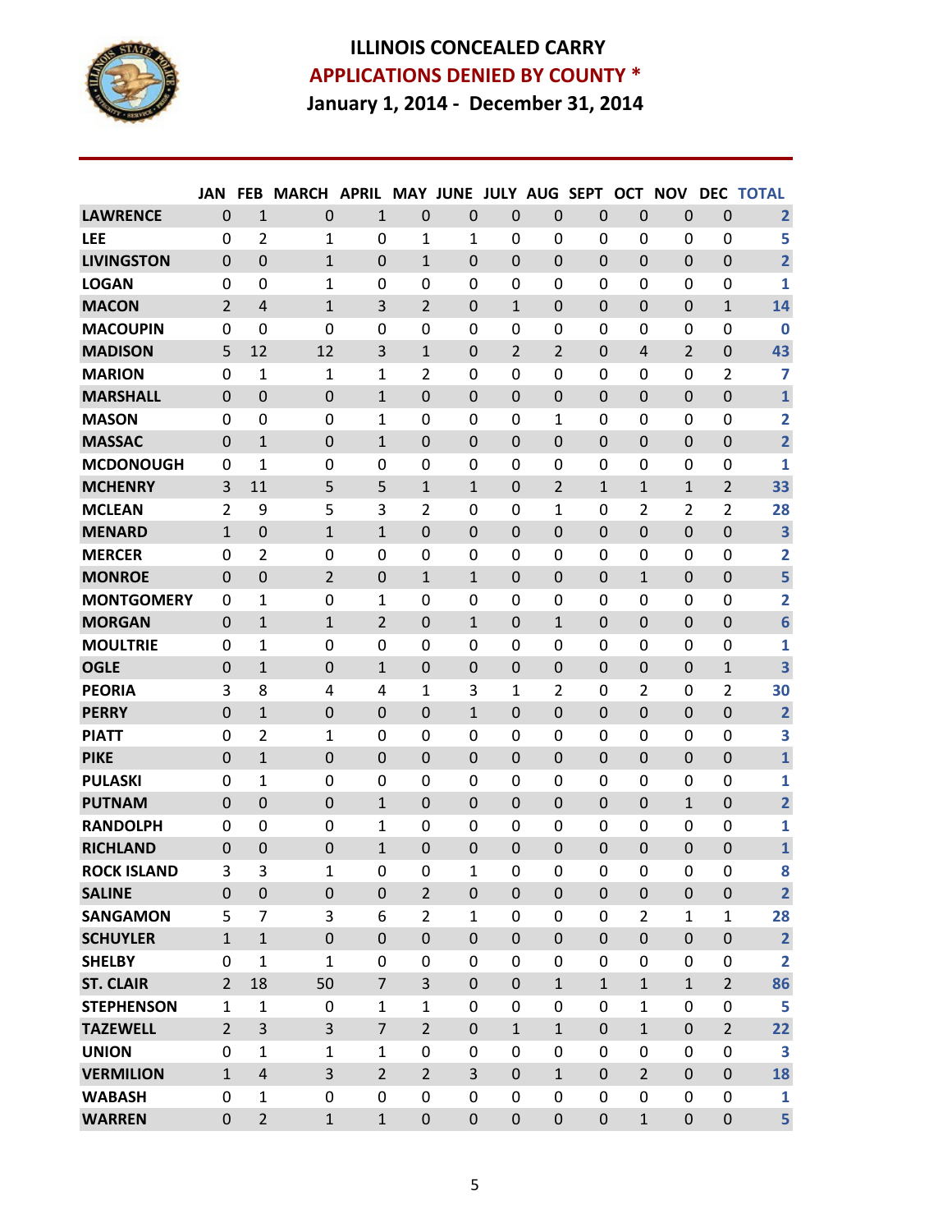# ILLINOIS CONCEALED CARRY

## APPLICATIONS DENIED BY COUNTY *

### January 1, 2014 - December 31, 2014

| | JAN | FEB | MARCH | APRIL | MAY | JUNE | JULY | AUG | SEPT | OCT | NOV | DEC | TOTAL |
|---|---|---|---|---|---|---|---|---|---|---|---|---|---|
| LAWRENCE | 0 | 1 | 0 | 1 | 0 | 0 | 0 | 0 | 0 | 0 | 0 | 0 | 2 |
| LEE | 0 | 2 | 1 | 0 | 1 | 1 | 0 | 0 | 0 | 0 | 0 | 0 | 5 |
| LIVINGSTON | 0 | 0 | 1 | 0 | 1 | 0 | 0 | 0 | 0 | 0 | 0 | 0 | 2 |
| LOGAN | 0 | 0 | 1 | 0 | 0 | 0 | 0 | 0 | 0 | 0 | 0 | 0 | 1 |
| MACON | 2 | 4 | 1 | 3 | 2 | 0 | 1 | 0 | 0 | 0 | 0 | 1 | 14 |
| MACOUPIN | 0 | 0 | 0 | 0 | 0 | 0 | 0 | 0 | 0 | 0 | 0 | 0 | 0 |
| MADISON | 5 | 12 | 12 | 3 | 1 | 0 | 2 | 2 | 0 | 4 | 2 | 0 | 43 |
| MARION | 0 | 1 | 1 | 1 | 2 | 0 | 0 | 0 | 0 | 0 | 0 | 2 | 7 |
| MARSHALL | 0 | 0 | 0 | 1 | 0 | 0 | 0 | 0 | 0 | 0 | 0 | 0 | 1 |
| MASON | 0 | 0 | 0 | 1 | 0 | 0 | 0 | 1 | 0 | 0 | 0 | 0 | 2 |
| MASSAC | 0 | 1 | 0 | 1 | 0 | 0 | 0 | 0 | 0 | 0 | 0 | 0 | 2 |
| MCDONOUGH | 0 | 1 | 0 | 0 | 0 | 0 | 0 | 0 | 0 | 0 | 0 | 0 | 1 |
| MCHENRY | 3 | 11 | 5 | 5 | 1 | 1 | 0 | 2 | 1 | 1 | 1 | 2 | 33 |
| MCLEAN | 2 | 9 | 5 | 3 | 2 | 0 | 0 | 1 | 0 | 2 | 2 | 2 | 28 |
| MENARD | 1 | 0 | 1 | 1 | 0 | 0 | 0 | 0 | 0 | 0 | 0 | 0 | 3 |
| MERCER | 0 | 2 | 0 | 0 | 0 | 0 | 0 | 0 | 0 | 0 | 0 | 0 | 2 |
| MONROE | 0 | 0 | 2 | 0 | 1 | 1 | 0 | 0 | 0 | 1 | 0 | 0 | 5 |
| MONTGOMERY | 0 | 1 | 0 | 1 | 0 | 0 | 0 | 0 | 0 | 0 | 0 | 0 | 2 |
| MORGAN | 0 | 1 | 1 | 2 | 0 | 1 | 0 | 1 | 0 | 0 | 0 | 0 | 6 |
| MOULTRIE | 0 | 1 | 0 | 0 | 0 | 0 | 0 | 0 | 0 | 0 | 0 | 0 | 1 |
| OGLE | 0 | 1 | 0 | 1 | 0 | 0 | 0 | 0 | 0 | 0 | 0 | 1 | 3 |
| PEORIA | 3 | 8 | 4 | 4 | 1 | 3 | 1 | 2 | 0 | 2 | 0 | 2 | 30 |
| PERRY | 0 | 1 | 0 | 0 | 0 | 1 | 0 | 0 | 0 | 0 | 0 | 0 | 2 |
| PIATT | 0 | 2 | 1 | 0 | 0 | 0 | 0 | 0 | 0 | 0 | 0 | 0 | 3 |
| PIKE | 0 | 1 | 0 | 0 | 0 | 0 | 0 | 0 | 0 | 0 | 0 | 0 | 1 |
| PULASKI | 0 | 1 | 0 | 0 | 0 | 0 | 0 | 0 | 0 | 0 | 0 | 0 | 1 |
| PUTNAM | 0 | 0 | 0 | 1 | 0 | 0 | 0 | 0 | 0 | 0 | 1 | 0 | 2 |
| RANDOLPH | 0 | 0 | 0 | 1 | 0 | 0 | 0 | 0 | 0 | 0 | 0 | 0 | 1 |
| RICHLAND | 0 | 0 | 0 | 1 | 0 | 0 | 0 | 0 | 0 | 0 | 0 | 0 | 1 |
| ROCK ISLAND | 3 | 3 | 1 | 0 | 0 | 1 | 0 | 0 | 0 | 0 | 0 | 0 | 8 |
| SALINE | 0 | 0 | 0 | 0 | 2 | 0 | 0 | 0 | 0 | 0 | 0 | 0 | 2 |
| SANGAMON | 5 | 7 | 3 | 6 | 2 | 1 | 0 | 0 | 0 | 2 | 1 | 1 | 28 |
| SCHUYLER | 1 | 1 | 0 | 0 | 0 | 0 | 0 | 0 | 0 | 0 | 0 | 0 | 2 |
| SHELBY | 0 | 1 | 1 | 0 | 0 | 0 | 0 | 0 | 0 | 0 | 0 | 0 | 2 |
| ST. CLAIR | 2 | 18 | 50 | 7 | 3 | 0 | 0 | 1 | 1 | 1 | 1 | 2 | 86 |
| STEPHENSON | 1 | 1 | 0 | 1 | 1 | 0 | 0 | 0 | 0 | 1 | 0 | 0 | 5 |
| TAZEWELL | 2 | 3 | 3 | 7 | 2 | 0 | 1 | 1 | 0 | 1 | 0 | 2 | 22 |
| UNION | 0 | 1 | 1 | 1 | 0 | 0 | 0 | 0 | 0 | 0 | 0 | 0 | 3 |
| VERMILION | 1 | 4 | 3 | 2 | 2 | 3 | 0 | 1 | 0 | 2 | 0 | 0 | 18 |
| WABASH | 0 | 1 | 0 | 0 | 0 | 0 | 0 | 0 | 0 | 0 | 0 | 0 | 1 |
| WARREN | 0 | 2 | 1 | 1 | 0 | 0 | 0 | 0 | 0 | 1 | 0 | 0 | 5 |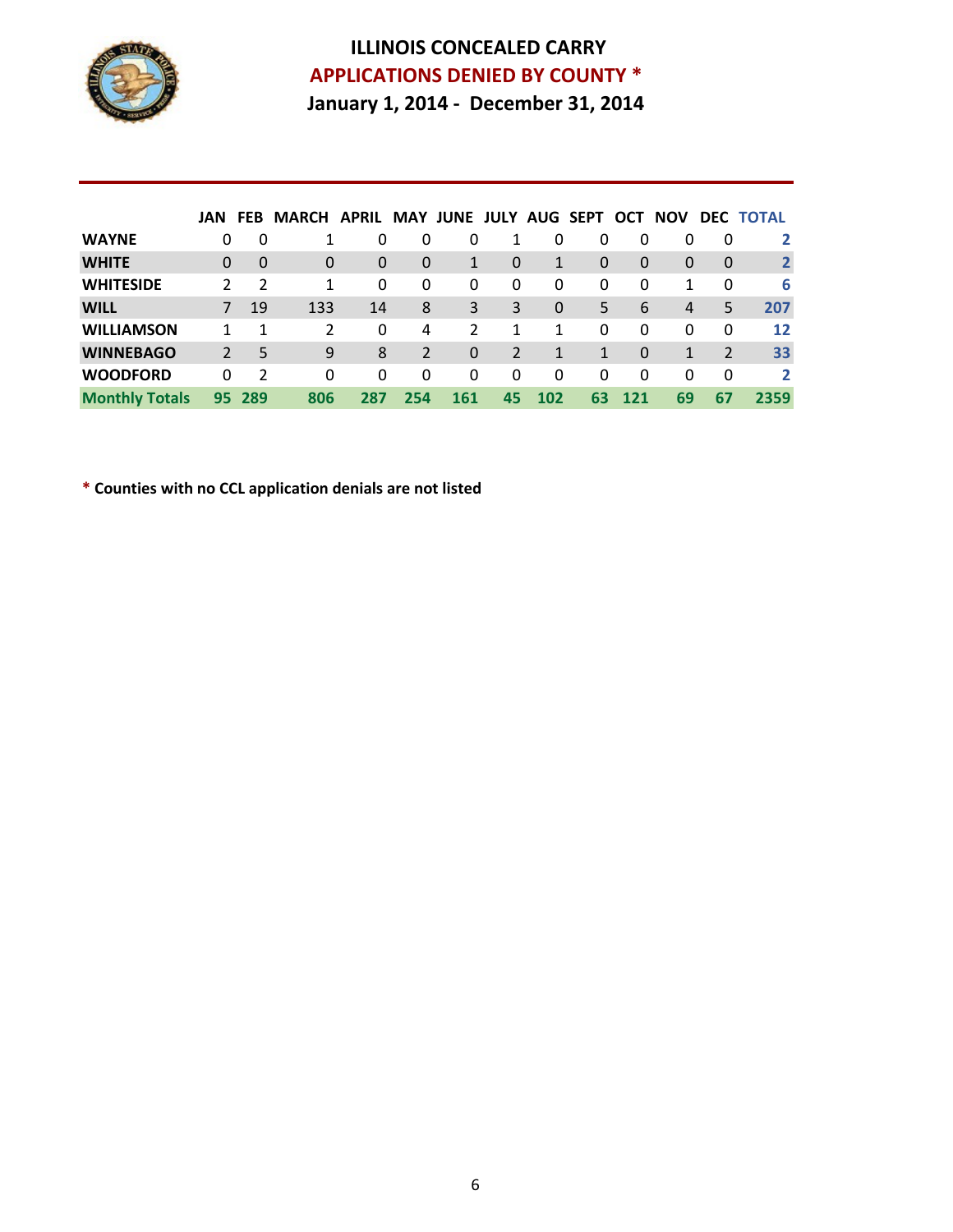# ILLINOIS CONCEALED CARRY

## APPLICATIONS DENIED BY COUNTY *

### January 1, 2014 - December 31, 2014

| | JAN | FEB | MARCH | APRIL | MAY | JUNE | JULY | AUG | SEPT | OCT | NOV | DEC | TOTAL |
|---|---|---|---|---|---|---|---|---|---|---|---|---|---|
| **WAYNE** | 0 | 0 | 1 | 0 | 0 | 0 | 1 | 0 | 0 | 0 | 0 | 0 | **2** |
| **WHITE** | 0 | 0 | 0 | 0 | 0 | 1 | 0 | 1 | 0 | 0 | 0 | 0 | **2** |
| **WHITESIDE** | 2 | 2 | 1 | 0 | 0 | 0 | 0 | 0 | 0 | 0 | 1 | 0 | **6** |
| **WILL** | 7 | 19 | 133 | 14 | 8 | 3 | 3 | 0 | 5 | 6 | 4 | 5 | **207** |
| **WILLIAMSON** | 1 | 1 | 2 | 0 | 4 | 2 | 1 | 1 | 0 | 0 | 0 | 0 | **12** |
| **WINNEBAGO** | 2 | 5 | 9 | 8 | 2 | 0 | 2 | 1 | 1 | 0 | 1 | 2 | **33** |
| **WOODFORD** | 0 | 2 | 0 | 0 | 0 | 0 | 0 | 0 | 0 | 0 | 0 | 0 | **2** |
| **Monthly Totals** | **95** | **289** | **806** | **287** | **254** | **161** | **45** | **102** | **63** | **121** | **69** | **67** | **2359** |

**\* Counties with no CCL application denials are not listed**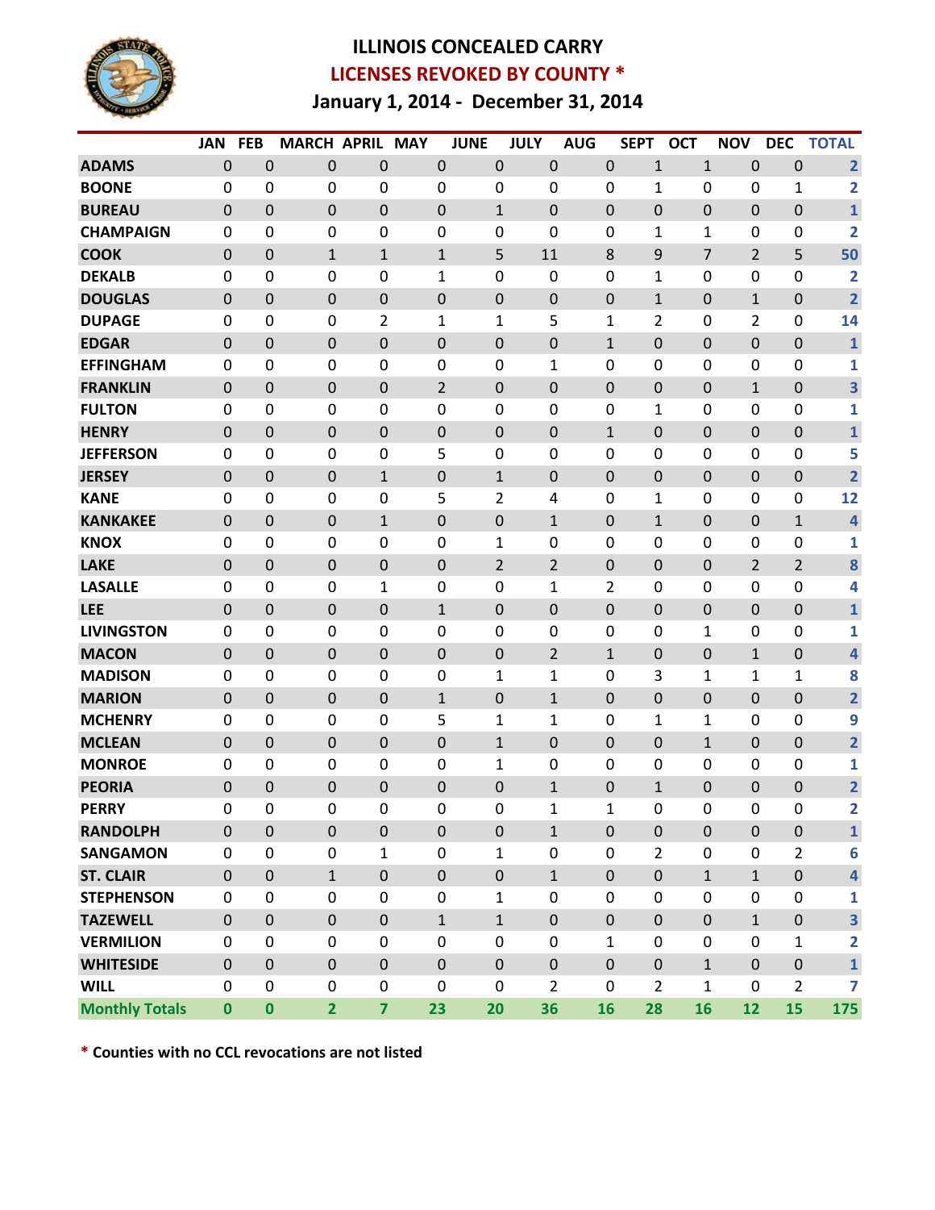# ILLINOIS CONCEALED CARRY

## LICENSES REVOKED BY COUNTY *

### January 1, 2014 - December 31, 2014

| | JAN | FEB | MARCH | APRIL | MAY | JUNE | JULY | AUG | SEPT | OCT | NOV | DEC | TOTAL |
|---|---|---|---|---|---|---|---|---|---|---|---|---|---|
| ADAMS | 0 | 0 | 0 | 0 | 0 | 0 | 0 | 0 | 1 | 1 | 0 | 0 | 2 |
| BOONE | 0 | 0 | 0 | 0 | 0 | 0 | 0 | 0 | 1 | 0 | 0 | 1 | 2 |
| BUREAU | 0 | 0 | 0 | 0 | 0 | 1 | 0 | 0 | 0 | 0 | 0 | 0 | 1 |
| CHAMPAIGN | 0 | 0 | 0 | 0 | 0 | 0 | 0 | 0 | 1 | 1 | 0 | 0 | 2 |
| COOK | 0 | 0 | 1 | 1 | 1 | 5 | 11 | 8 | 9 | 7 | 2 | 5 | 50 |
| DEKALB | 0 | 0 | 0 | 0 | 1 | 0 | 0 | 0 | 1 | 0 | 0 | 0 | 2 |
| DOUGLAS | 0 | 0 | 0 | 0 | 0 | 0 | 0 | 0 | 1 | 0 | 1 | 0 | 2 |
| DUPAGE | 0 | 0 | 0 | 2 | 1 | 1 | 5 | 1 | 2 | 0 | 2 | 0 | 14 |
| EDGAR | 0 | 0 | 0 | 0 | 0 | 0 | 0 | 1 | 0 | 0 | 0 | 0 | 1 |
| EFFINGHAM | 0 | 0 | 0 | 0 | 0 | 0 | 1 | 0 | 0 | 0 | 0 | 0 | 1 |
| FRANKLIN | 0 | 0 | 0 | 0 | 2 | 0 | 0 | 0 | 0 | 0 | 1 | 0 | 3 |
| FULTON | 0 | 0 | 0 | 0 | 0 | 0 | 0 | 0 | 1 | 0 | 0 | 0 | 1 |
| HENRY | 0 | 0 | 0 | 0 | 0 | 0 | 0 | 1 | 0 | 0 | 0 | 0 | 1 |
| JEFFERSON | 0 | 0 | 0 | 0 | 5 | 0 | 0 | 0 | 0 | 0 | 0 | 0 | 5 |
| JERSEY | 0 | 0 | 0 | 1 | 0 | 1 | 0 | 0 | 0 | 0 | 0 | 0 | 2 |
| KANE | 0 | 0 | 0 | 0 | 5 | 2 | 4 | 0 | 1 | 0 | 0 | 0 | 12 |
| KANKAKEE | 0 | 0 | 0 | 1 | 0 | 0 | 1 | 0 | 1 | 0 | 0 | 1 | 4 |
| KNOX | 0 | 0 | 0 | 0 | 0 | 1 | 0 | 0 | 0 | 0 | 0 | 0 | 1 |
| LAKE | 0 | 0 | 0 | 0 | 0 | 2 | 2 | 0 | 0 | 0 | 2 | 2 | 8 |
| LASALLE | 0 | 0 | 0 | 1 | 0 | 0 | 1 | 2 | 0 | 0 | 0 | 0 | 4 |
| LEE | 0 | 0 | 0 | 0 | 1 | 0 | 0 | 0 | 0 | 0 | 0 | 0 | 1 |
| LIVINGSTON | 0 | 0 | 0 | 0 | 0 | 0 | 0 | 0 | 0 | 1 | 0 | 0 | 1 |
| MACON | 0 | 0 | 0 | 0 | 0 | 0 | 2 | 1 | 0 | 0 | 1 | 0 | 4 |
| MADISON | 0 | 0 | 0 | 0 | 0 | 1 | 1 | 0 | 3 | 1 | 1 | 1 | 8 |
| MARION | 0 | 0 | 0 | 0 | 1 | 0 | 1 | 0 | 0 | 0 | 0 | 0 | 2 |
| MCHENRY | 0 | 0 | 0 | 0 | 5 | 1 | 1 | 0 | 1 | 1 | 0 | 0 | 9 |
| MCLEAN | 0 | 0 | 0 | 0 | 0 | 1 | 0 | 0 | 0 | 1 | 0 | 0 | 2 |
| MONROE | 0 | 0 | 0 | 0 | 0 | 1 | 0 | 0 | 0 | 0 | 0 | 0 | 1 |
| PEORIA | 0 | 0 | 0 | 0 | 0 | 0 | 1 | 0 | 1 | 0 | 0 | 0 | 2 |
| PERRY | 0 | 0 | 0 | 0 | 0 | 0 | 1 | 1 | 0 | 0 | 0 | 0 | 2 |
| RANDOLPH | 0 | 0 | 0 | 0 | 0 | 0 | 1 | 0 | 0 | 0 | 0 | 0 | 1 |
| SANGAMON | 0 | 0 | 0 | 1 | 0 | 1 | 0 | 0 | 2 | 0 | 0 | 2 | 6 |
| ST. CLAIR | 0 | 0 | 1 | 0 | 0 | 0 | 1 | 0 | 0 | 1 | 1 | 0 | 4 |
| STEPHENSON | 0 | 0 | 0 | 0 | 0 | 1 | 0 | 0 | 0 | 0 | 0 | 0 | 1 |
| TAZEWELL | 0 | 0 | 0 | 0 | 1 | 1 | 0 | 0 | 0 | 0 | 1 | 0 | 3 |
| VERMILION | 0 | 0 | 0 | 0 | 0 | 0 | 0 | 1 | 0 | 0 | 0 | 1 | 2 |
| WHITESIDE | 0 | 0 | 0 | 0 | 0 | 0 | 0 | 0 | 0 | 1 | 0 | 0 | 1 |
| WILL | 0 | 0 | 0 | 0 | 0 | 0 | 2 | 0 | 2 | 1 | 0 | 2 | 7 |
| **Monthly Totals** | **0** | **0** | **2** | **7** | **23** | **20** | **36** | **16** | **28** | **16** | **12** | **15** | **175** |

**\* Counties with no CCL revocations are not listed**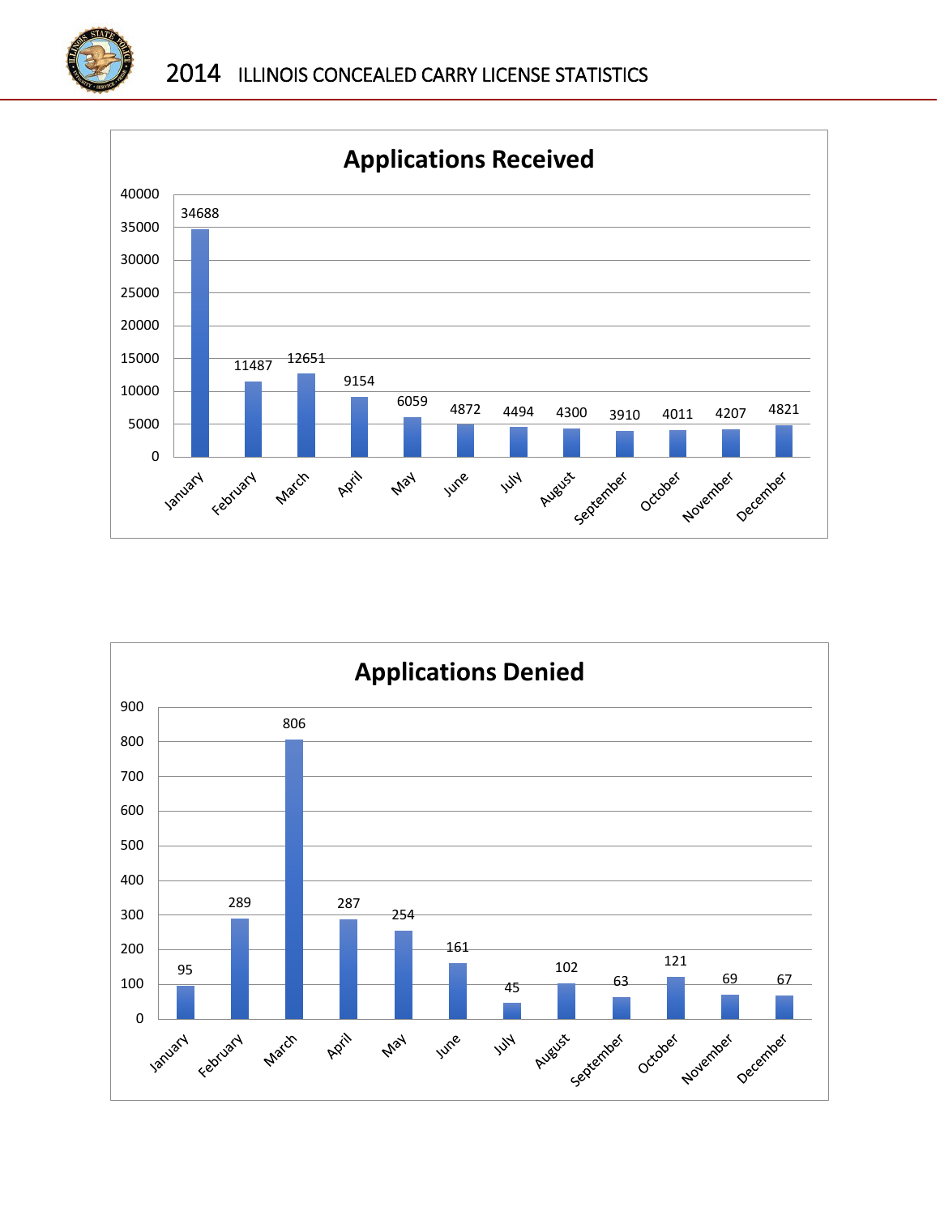# 2014 ILLINOIS CONCEALED CARRY LICENSE STATISTICS

## Applications Received

| Month | Applications Received |
|---|---|
| January | 34688 |
| February | 11487 |
| March | 12651 |
| April | 9154 |
| May | 6059 |
| June | 4872 |
| July | 4494 |
| August | 4300 |
| September | 3910 |
| October | 4011 |
| November | 4207 |
| December | 4821 |

## Applications Denied

| Month | Applications Denied |
|---|---|
| January | 95 |
| February | 289 |
| March | 806 |
| April | 287 |
| May | 254 |
| June | 161 |
| July | 45 |
| August | 102 |
| September | 63 |
| October | 121 |
| November | 69 |
| December | 67 |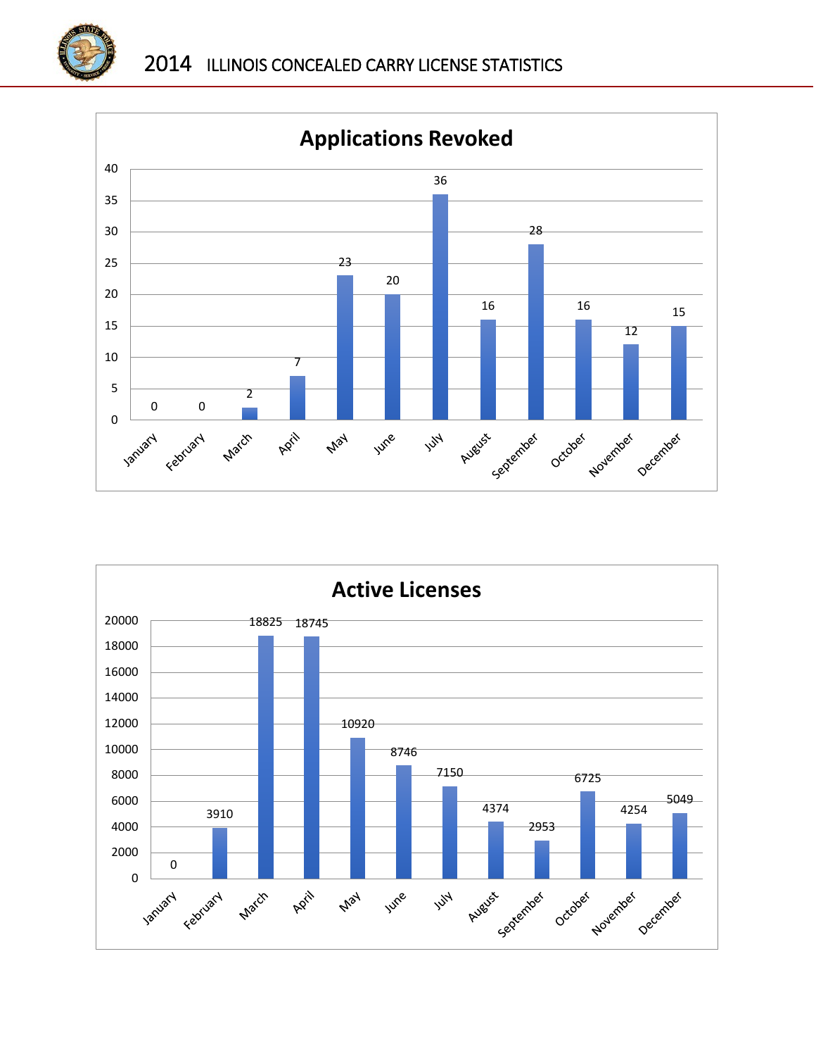# 2014 ILLINOIS CONCEALED CARRY LICENSE STATISTICS

## Applications Revoked

| Month | Applications Revoked |
|---|---|
| January | 0 |
| February | 0 |
| March | 2 |
| April | 7 |
| May | 23 |
| June | 20 |
| July | 36 |
| August | 16 |
| September | 28 |
| October | 16 |
| November | 12 |
| December | 15 |

## Active Licenses

| Month | Active Licenses |
|---|---|
| January | 0 |
| February | 3910 |
| March | 18825 |
| April | 18745 |
| May | 10920 |
| June | 8746 |
| July | 7150 |
| August | 4374 |
| September | 2953 |
| October | 6725 |
| November | 4254 |
| December | 5049 |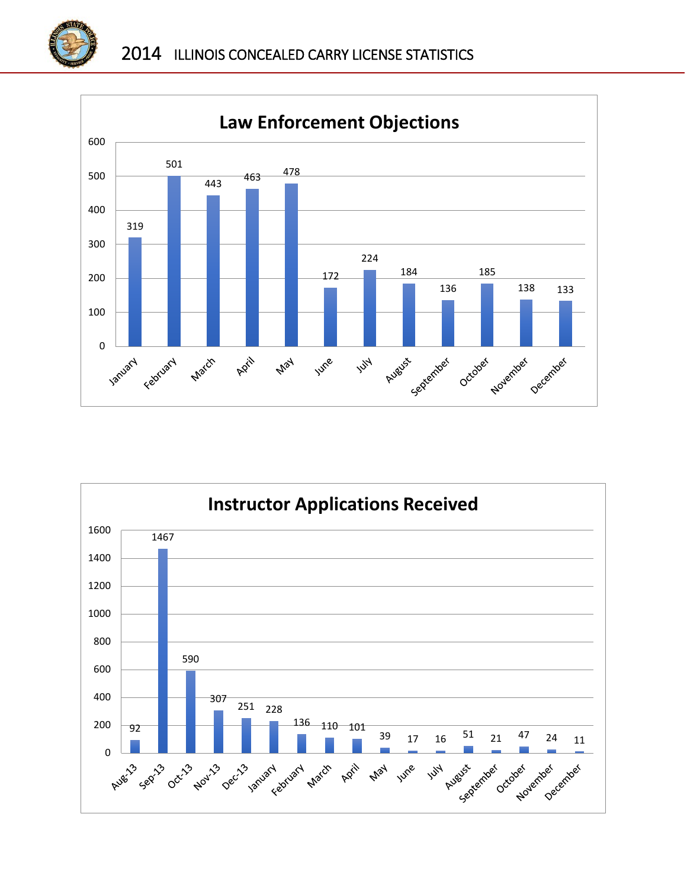# 2014 ILLINOIS CONCEALED CARRY LICENSE STATISTICS

## Law Enforcement Objections

| Month | Objections |
|---|---|
| January | 319 |
| February | 501 |
| March | 443 |
| April | 463 |
| May | 478 |
| June | 172 |
| July | 224 |
| August | 184 |
| September | 136 |
| October | 185 |
| November | 138 |
| December | 133 |

## Instructor Applications Received

| Month | Applications |
|---|---|
| Aug-13 | 92 |
| Sep-13 | 1467 |
| Oct-13 | 590 |
| Nov-13 | 307 |
| Dec-13 | 251 |
| January | 228 |
| February | 136 |
| March | 110 |
| April | 101 |
| May | 39 |
| June | 17 |
| July | 16 |
| August | 51 |
| September | 21 |
| October | 47 |
| November | 24 |
| December | 11 |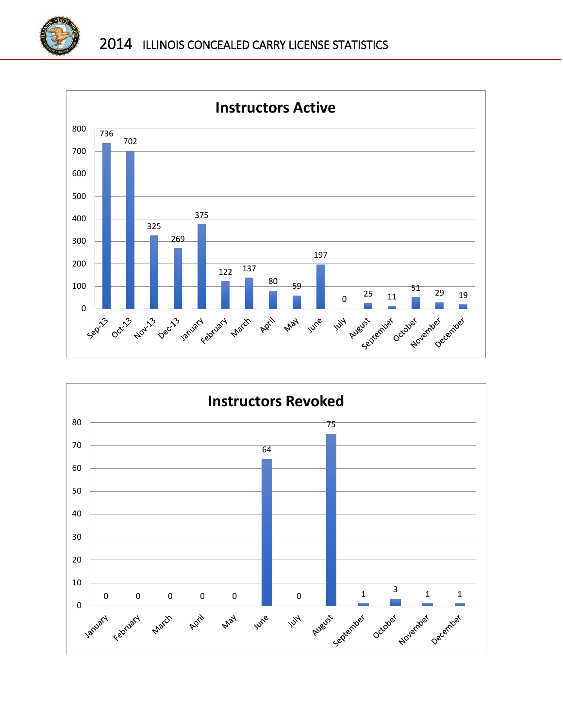# 2014 ILLINOIS CONCEALED CARRY LICENSE STATISTICS

**Instructors Active**

800
700
600
500
400
300
200
100
0

736
702
325
269
375
122
137
80
59
197
0
25
11
51
29
19

Sep-13
Oct-13
Nov-13
Dec-13
January
February
March
April
May
June
July
August
September
October
November
December

**Instructors Revoked**

80
70
60
50
40
30
20
10
0

0
0
0
0
0
64
0
75
1
3
1
1

January
February
March
April
May
June
July
August
September
October
November
December